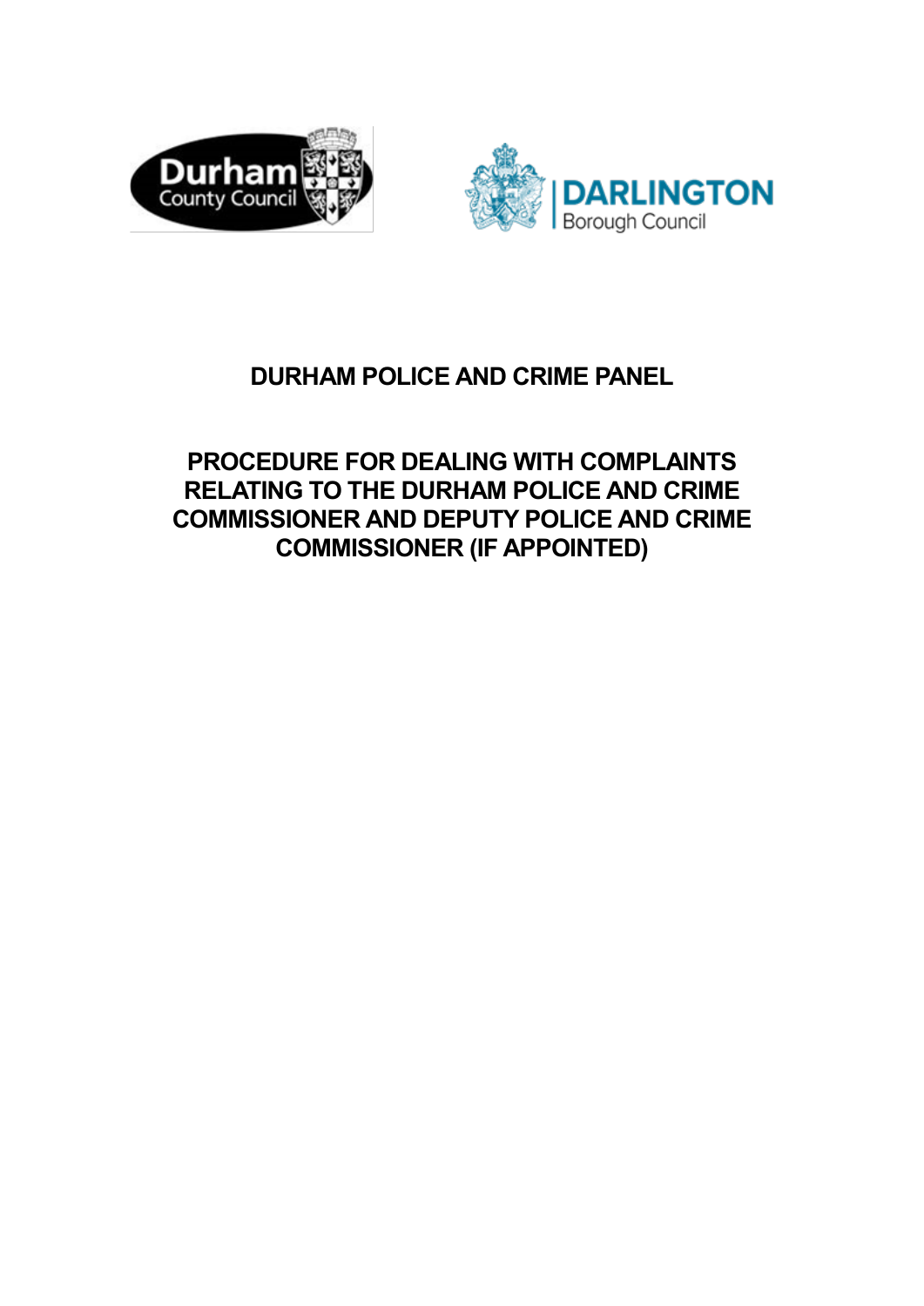# DURHAM POLICE AND CRIME PANEL

## PROCEDURE FOR DEALING WITH COMPLAINTS RELATING TO THE DURHAM POLICE AND CRIME COMMISSIONER AND DEPUTY POLICE AND CRIME COMMISSIONER (IF APPOINTED)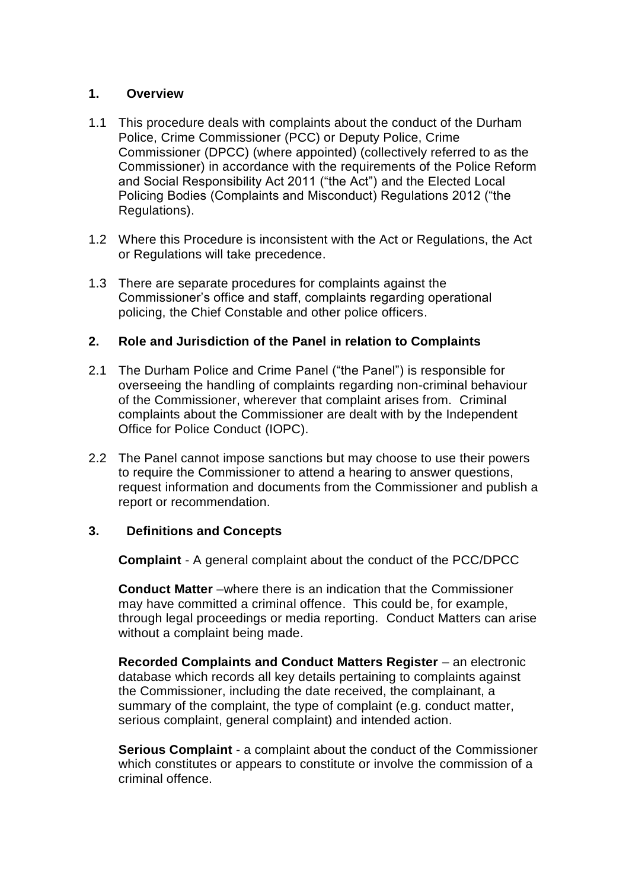## 1. Overview

1.1 This procedure deals with complaints about the conduct of the Durham Police, Crime Commissioner (PCC) or Deputy Police, Crime Commissioner (DPCC) (where appointed) (collectively referred to as the Commissioner) in accordance with the requirements of the Police Reform and Social Responsibility Act 2011 ("the Act") and the Elected Local Policing Bodies (Complaints and Misconduct) Regulations 2012 ("the Regulations).

1.2 Where this Procedure is inconsistent with the Act or Regulations, the Act or Regulations will take precedence.

1.3 There are separate procedures for complaints against the Commissioner's office and staff, complaints regarding operational policing, the Chief Constable and other police officers.

## 2. Role and Jurisdiction of the Panel in relation to Complaints

2.1 The Durham Police and Crime Panel ("the Panel") is responsible for overseeing the handling of complaints regarding non-criminal behaviour of the Commissioner, wherever that complaint arises from. Criminal complaints about the Commissioner are dealt with by the Independent Office for Police Conduct (IOPC).

2.2 The Panel cannot impose sanctions but may choose to use their powers to require the Commissioner to attend a hearing to answer questions, request information and documents from the Commissioner and publish a report or recommendation.

## 3. Definitions and Concepts

**Complaint** - A general complaint about the conduct of the PCC/DPCC

**Conduct Matter** –where there is an indication that the Commissioner may have committed a criminal offence. This could be, for example, through legal proceedings or media reporting. Conduct Matters can arise without a complaint being made.

**Recorded Complaints and Conduct Matters Register** – an electronic database which records all key details pertaining to complaints against the Commissioner, including the date received, the complainant, a summary of the complaint, the type of complaint (e.g. conduct matter, serious complaint, general complaint) and intended action.

**Serious Complaint** - a complaint about the conduct of the Commissioner which constitutes or appears to constitute or involve the commission of a criminal offence.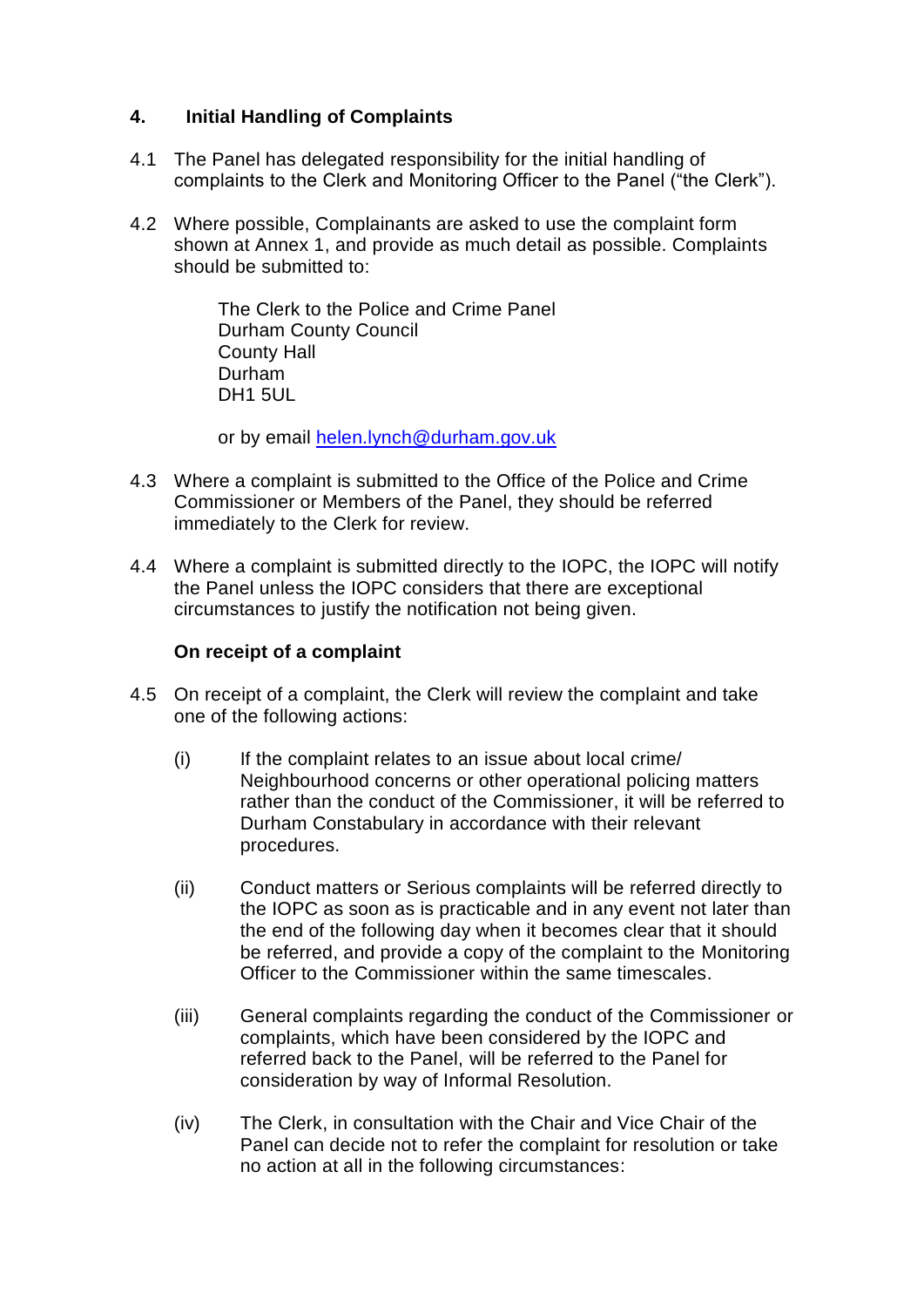## 4. Initial Handling of Complaints

4.1 The Panel has delegated responsibility for the initial handling of complaints to the Clerk and Monitoring Officer to the Panel ("the Clerk").

4.2 Where possible, Complainants are asked to use the complaint form shown at Annex 1, and provide as much detail as possible. Complaints should be submitted to:

> The Clerk to the Police and Crime Panel
> Durham County Council
> County Hall
> Durham
> DH1 5UL
>
> or by email helen.lynch@durham.gov.uk

4.3 Where a complaint is submitted to the Office of the Police and Crime Commissioner or Members of the Panel, they should be referred immediately to the Clerk for review.

4.4 Where a complaint is submitted directly to the IOPC, the IOPC will notify the Panel unless the IOPC considers that there are exceptional circumstances to justify the notification not being given.

**On receipt of a complaint**

4.5 On receipt of a complaint, the Clerk will review the complaint and take one of the following actions:

(i) If the complaint relates to an issue about local crime/ Neighbourhood concerns or other operational policing matters rather than the conduct of the Commissioner, it will be referred to Durham Constabulary in accordance with their relevant procedures.

(ii) Conduct matters or Serious complaints will be referred directly to the IOPC as soon as is practicable and in any event not later than the end of the following day when it becomes clear that it should be referred, and provide a copy of the complaint to the Monitoring Officer to the Commissioner within the same timescales.

(iii) General complaints regarding the conduct of the Commissioner or complaints, which have been considered by the IOPC and referred back to the Panel, will be referred to the Panel for consideration by way of Informal Resolution.

(iv) The Clerk, in consultation with the Chair and Vice Chair of the Panel can decide not to refer the complaint for resolution or take no action at all in the following circumstances: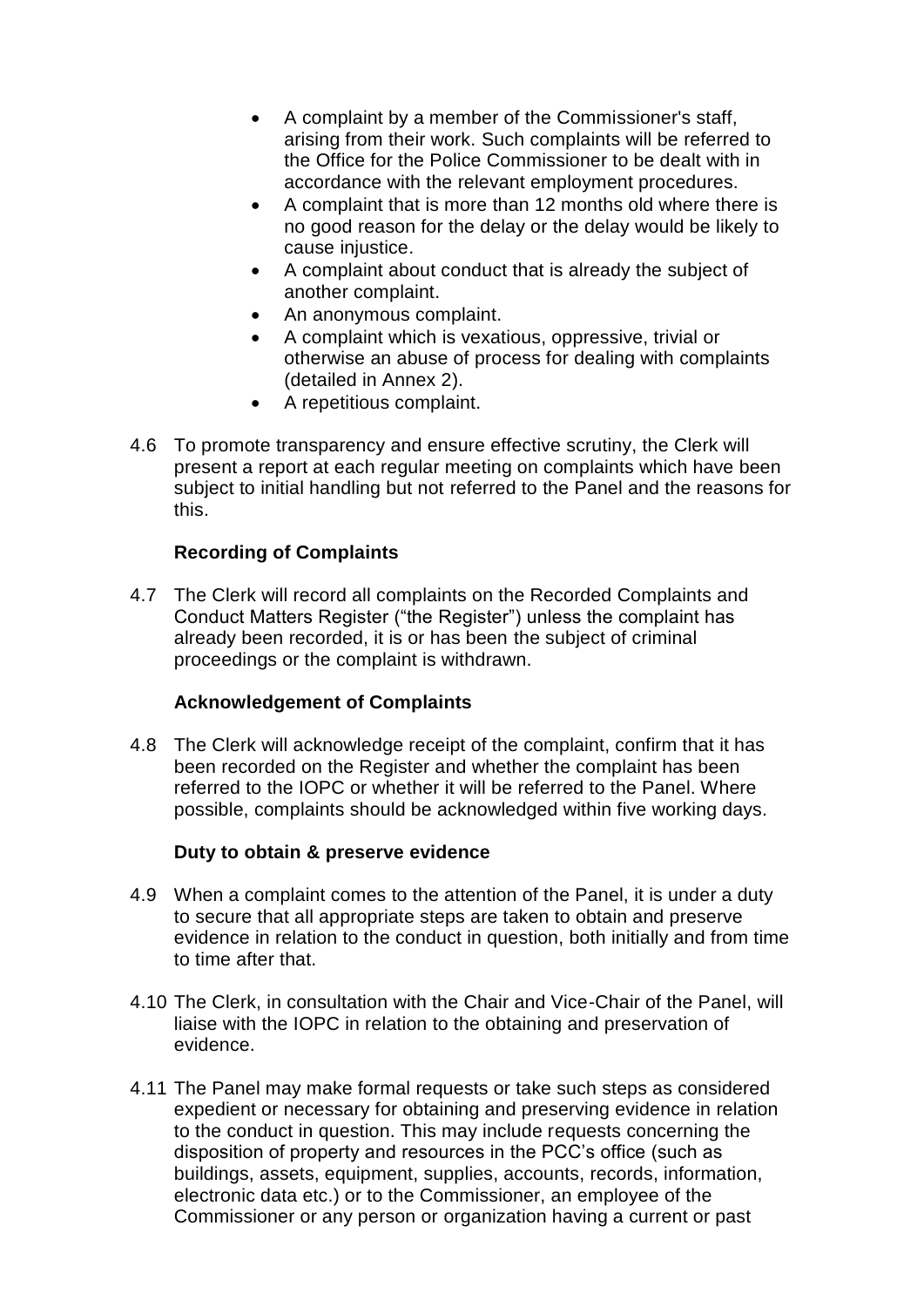- A complaint by a member of the Commissioner's staff, arising from their work. Such complaints will be referred to the Office for the Police Commissioner to be dealt with in accordance with the relevant employment procedures.
- A complaint that is more than 12 months old where there is no good reason for the delay or the delay would be likely to cause injustice.
- A complaint about conduct that is already the subject of another complaint.
- An anonymous complaint.
- A complaint which is vexatious, oppressive, trivial or otherwise an abuse of process for dealing with complaints (detailed in Annex 2).
- A repetitious complaint.

4.6 To promote transparency and ensure effective scrutiny, the Clerk will present a report at each regular meeting on complaints which have been subject to initial handling but not referred to the Panel and the reasons for this.

**Recording of Complaints**

4.7 The Clerk will record all complaints on the Recorded Complaints and Conduct Matters Register ("the Register") unless the complaint has already been recorded, it is or has been the subject of criminal proceedings or the complaint is withdrawn.

**Acknowledgement of Complaints**

4.8 The Clerk will acknowledge receipt of the complaint, confirm that it has been recorded on the Register and whether the complaint has been referred to the IOPC or whether it will be referred to the Panel. Where possible, complaints should be acknowledged within five working days.

**Duty to obtain & preserve evidence**

4.9 When a complaint comes to the attention of the Panel, it is under a duty to secure that all appropriate steps are taken to obtain and preserve evidence in relation to the conduct in question, both initially and from time to time after that.

4.10 The Clerk, in consultation with the Chair and Vice-Chair of the Panel, will liaise with the IOPC in relation to the obtaining and preservation of evidence.

4.11 The Panel may make formal requests or take such steps as considered expedient or necessary for obtaining and preserving evidence in relation to the conduct in question. This may include requests concerning the disposition of property and resources in the PCC's office (such as buildings, assets, equipment, supplies, accounts, records, information, electronic data etc.) or to the Commissioner, an employee of the Commissioner or any person or organization having a current or past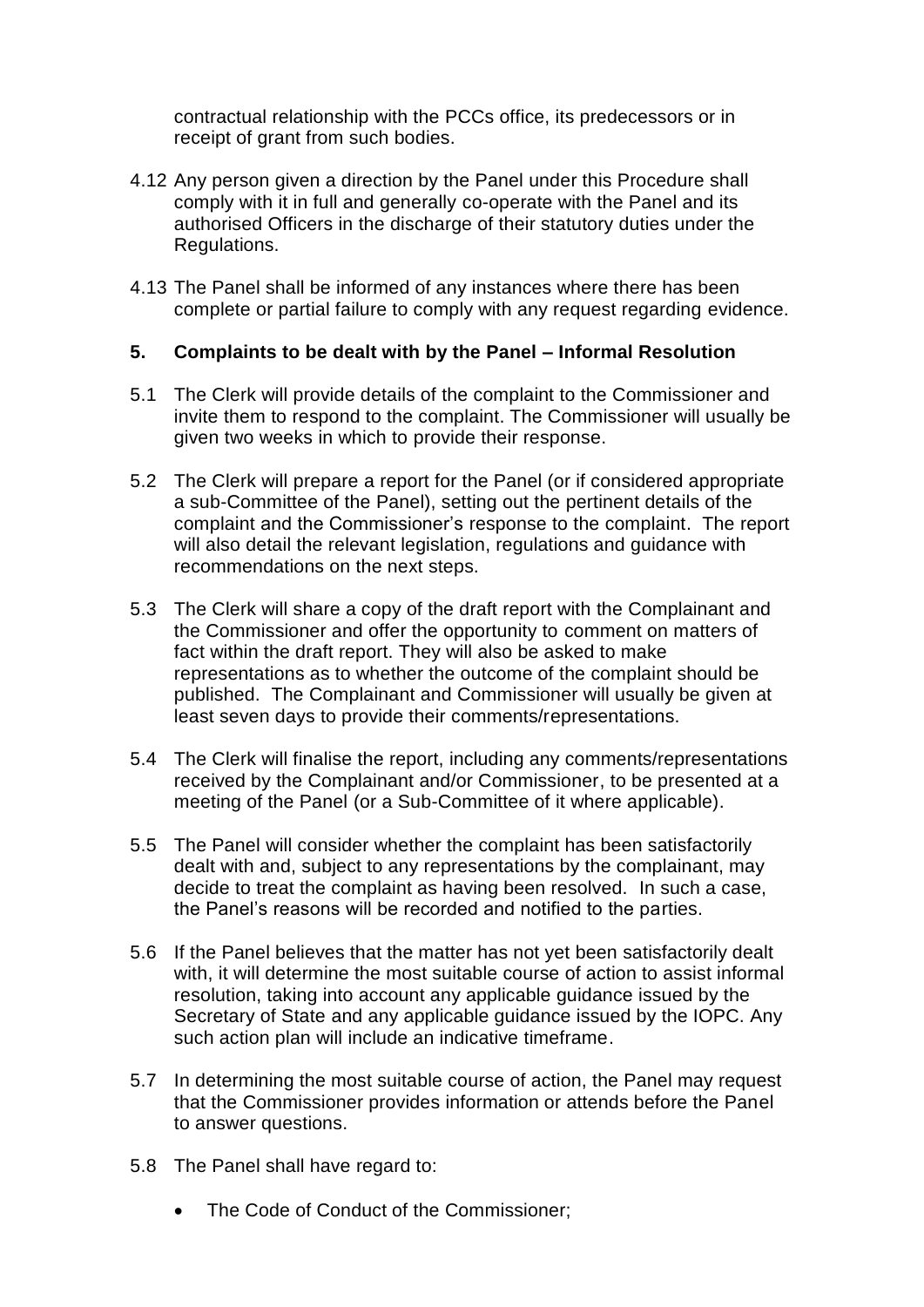contractual relationship with the PCCs office, its predecessors or in receipt of grant from such bodies.

4.12 Any person given a direction by the Panel under this Procedure shall comply with it in full and generally co-operate with the Panel and its authorised Officers in the discharge of their statutory duties under the Regulations.

4.13 The Panel shall be informed of any instances where there has been complete or partial failure to comply with any request regarding evidence.

## 5. Complaints to be dealt with by the Panel – Informal Resolution

5.1 The Clerk will provide details of the complaint to the Commissioner and invite them to respond to the complaint. The Commissioner will usually be given two weeks in which to provide their response.

5.2 The Clerk will prepare a report for the Panel (or if considered appropriate a sub-Committee of the Panel), setting out the pertinent details of the complaint and the Commissioner's response to the complaint. The report will also detail the relevant legislation, regulations and guidance with recommendations on the next steps.

5.3 The Clerk will share a copy of the draft report with the Complainant and the Commissioner and offer the opportunity to comment on matters of fact within the draft report. They will also be asked to make representations as to whether the outcome of the complaint should be published. The Complainant and Commissioner will usually be given at least seven days to provide their comments/representations.

5.4 The Clerk will finalise the report, including any comments/representations received by the Complainant and/or Commissioner, to be presented at a meeting of the Panel (or a Sub-Committee of it where applicable).

5.5 The Panel will consider whether the complaint has been satisfactorily dealt with and, subject to any representations by the complainant, may decide to treat the complaint as having been resolved. In such a case, the Panel's reasons will be recorded and notified to the parties.

5.6 If the Panel believes that the matter has not yet been satisfactorily dealt with, it will determine the most suitable course of action to assist informal resolution, taking into account any applicable guidance issued by the Secretary of State and any applicable guidance issued by the IOPC. Any such action plan will include an indicative timeframe.

5.7 In determining the most suitable course of action, the Panel may request that the Commissioner provides information or attends before the Panel to answer questions.

5.8 The Panel shall have regard to:

- The Code of Conduct of the Commissioner;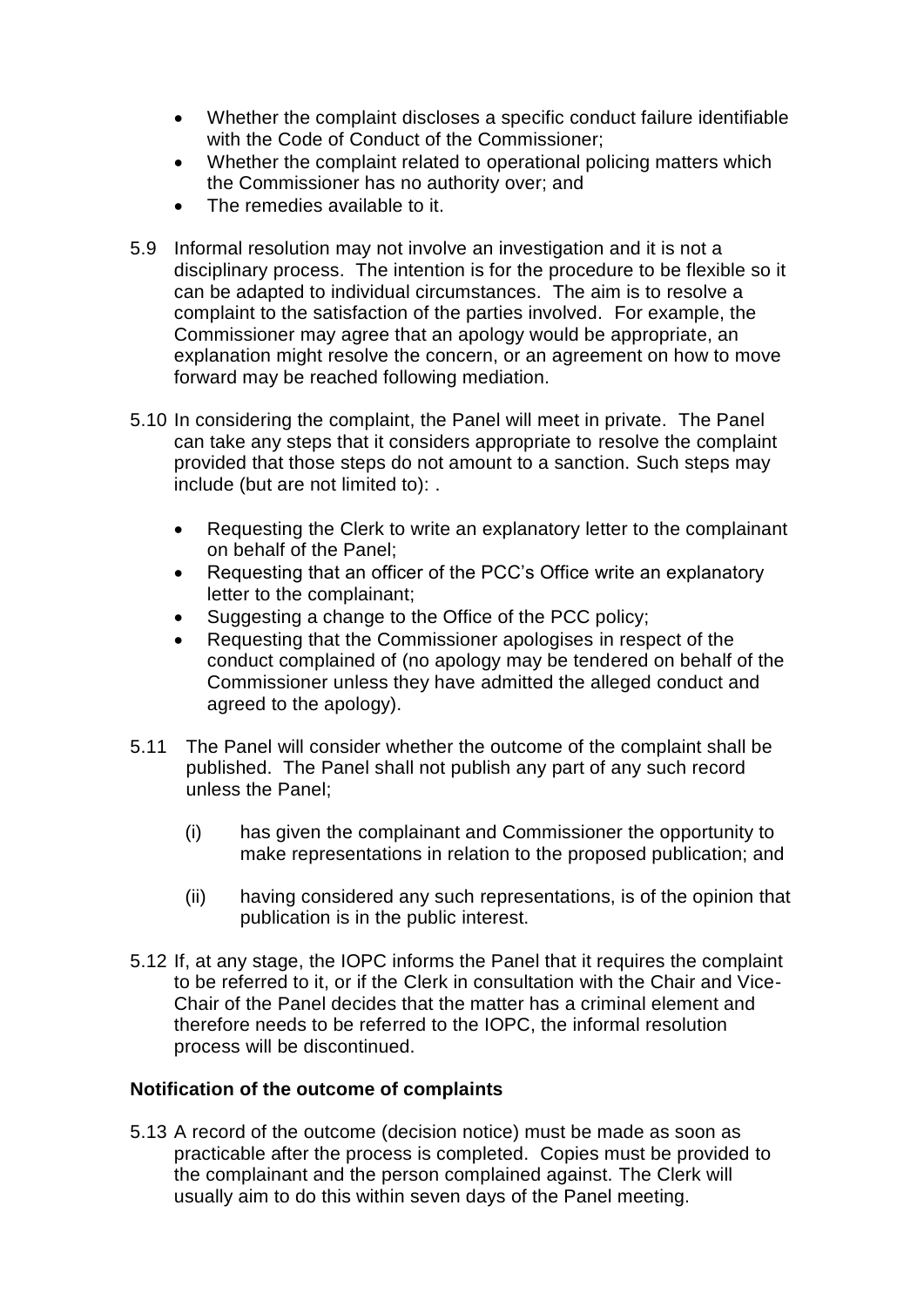- Whether the complaint discloses a specific conduct failure identifiable with the Code of Conduct of the Commissioner;
- Whether the complaint related to operational policing matters which the Commissioner has no authority over; and
- The remedies available to it.

5.9 Informal resolution may not involve an investigation and it is not a disciplinary process. The intention is for the procedure to be flexible so it can be adapted to individual circumstances. The aim is to resolve a complaint to the satisfaction of the parties involved. For example, the Commissioner may agree that an apology would be appropriate, an explanation might resolve the concern, or an agreement on how to move forward may be reached following mediation.

5.10 In considering the complaint, the Panel will meet in private. The Panel can take any steps that it considers appropriate to resolve the complaint provided that those steps do not amount to a sanction. Such steps may include (but are not limited to): .

- Requesting the Clerk to write an explanatory letter to the complainant on behalf of the Panel;
- Requesting that an officer of the PCC's Office write an explanatory letter to the complainant;
- Suggesting a change to the Office of the PCC policy;
- Requesting that the Commissioner apologises in respect of the conduct complained of (no apology may be tendered on behalf of the Commissioner unless they have admitted the alleged conduct and agreed to the apology).

5.11 The Panel will consider whether the outcome of the complaint shall be published. The Panel shall not publish any part of any such record unless the Panel;

(i) has given the complainant and Commissioner the opportunity to make representations in relation to the proposed publication; and

(ii) having considered any such representations, is of the opinion that publication is in the public interest.

5.12 If, at any stage, the IOPC informs the Panel that it requires the complaint to be referred to it, or if the Clerk in consultation with the Chair and Vice-Chair of the Panel decides that the matter has a criminal element and therefore needs to be referred to the IOPC, the informal resolution process will be discontinued.

**Notification of the outcome of complaints**

5.13 A record of the outcome (decision notice) must be made as soon as practicable after the process is completed. Copies must be provided to the complainant and the person complained against. The Clerk will usually aim to do this within seven days of the Panel meeting.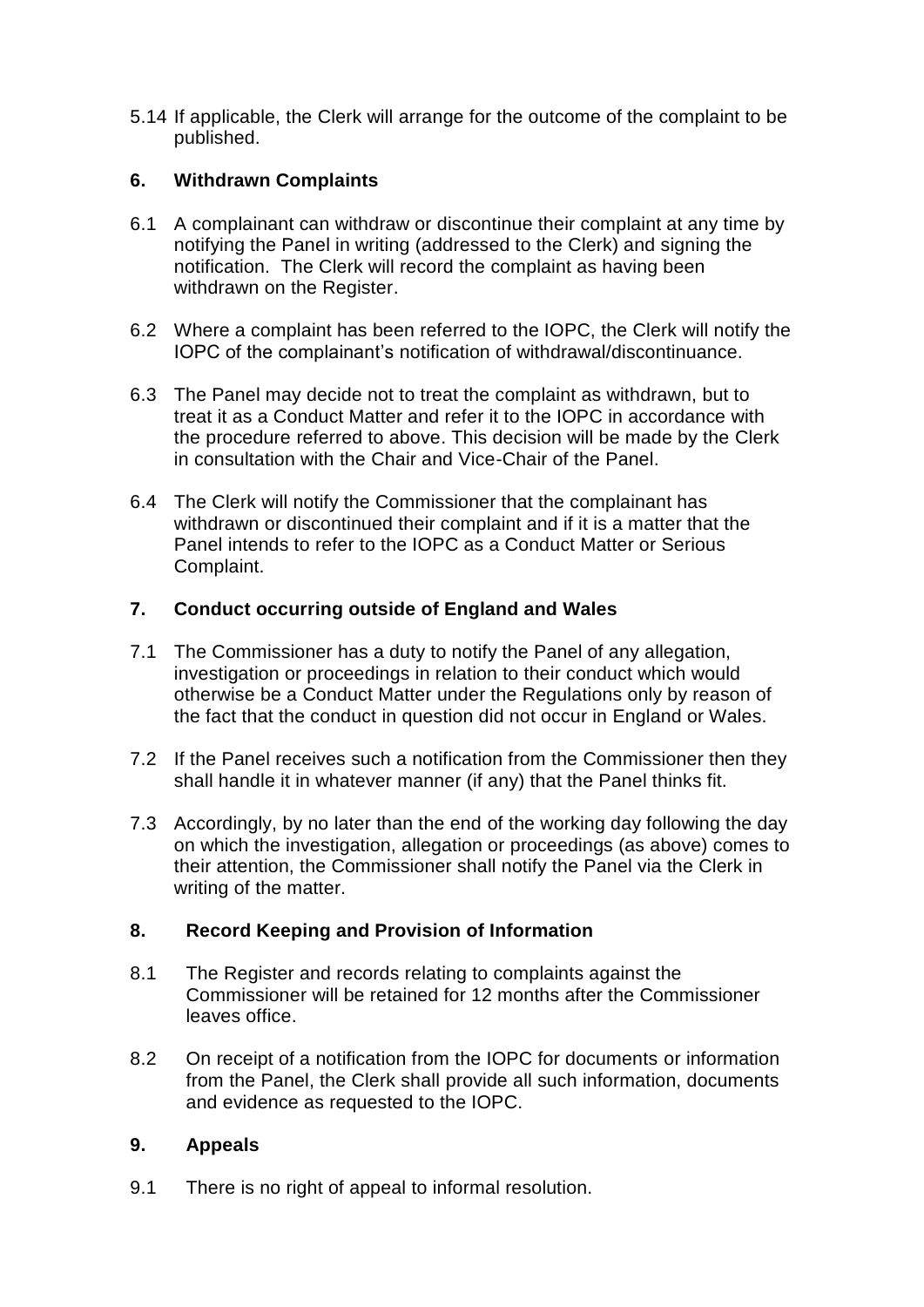5.14 If applicable, the Clerk will arrange for the outcome of the complaint to be published.

## 6. Withdrawn Complaints

6.1 A complainant can withdraw or discontinue their complaint at any time by notifying the Panel in writing (addressed to the Clerk) and signing the notification. The Clerk will record the complaint as having been withdrawn on the Register.

6.2 Where a complaint has been referred to the IOPC, the Clerk will notify the IOPC of the complainant's notification of withdrawal/discontinuance.

6.3 The Panel may decide not to treat the complaint as withdrawn, but to treat it as a Conduct Matter and refer it to the IOPC in accordance with the procedure referred to above. This decision will be made by the Clerk in consultation with the Chair and Vice-Chair of the Panel.

6.4 The Clerk will notify the Commissioner that the complainant has withdrawn or discontinued their complaint and if it is a matter that the Panel intends to refer to the IOPC as a Conduct Matter or Serious Complaint.

## 7. Conduct occurring outside of England and Wales

7.1 The Commissioner has a duty to notify the Panel of any allegation, investigation or proceedings in relation to their conduct which would otherwise be a Conduct Matter under the Regulations only by reason of the fact that the conduct in question did not occur in England or Wales.

7.2 If the Panel receives such a notification from the Commissioner then they shall handle it in whatever manner (if any) that the Panel thinks fit.

7.3 Accordingly, by no later than the end of the working day following the day on which the investigation, allegation or proceedings (as above) comes to their attention, the Commissioner shall notify the Panel via the Clerk in writing of the matter.

## 8. Record Keeping and Provision of Information

8.1 The Register and records relating to complaints against the Commissioner will be retained for 12 months after the Commissioner leaves office.

8.2 On receipt of a notification from the IOPC for documents or information from the Panel, the Clerk shall provide all such information, documents and evidence as requested to the IOPC.

## 9. Appeals

9.1 There is no right of appeal to informal resolution.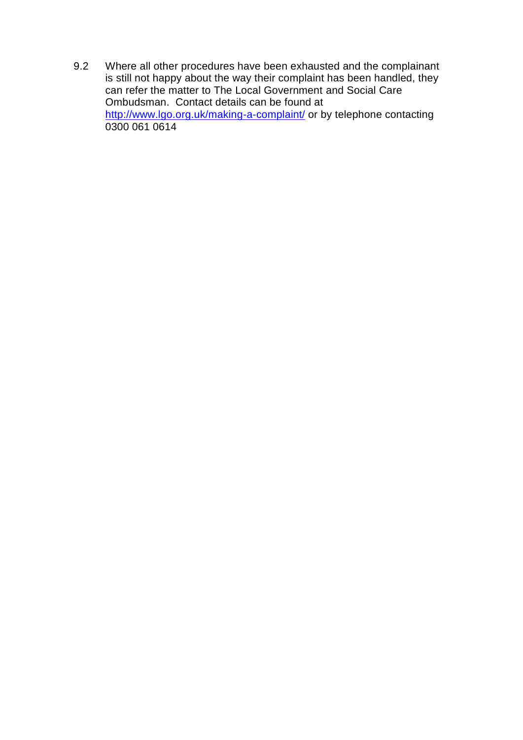9.2 Where all other procedures have been exhausted and the complainant is still not happy about the way their complaint has been handled, they can refer the matter to The Local Government and Social Care Ombudsman. Contact details can be found at [http://www.lgo.org.uk/making-a-complaint/](http://www.lgo.org.uk/making-a-complaint/) or by telephone contacting 0300 061 0614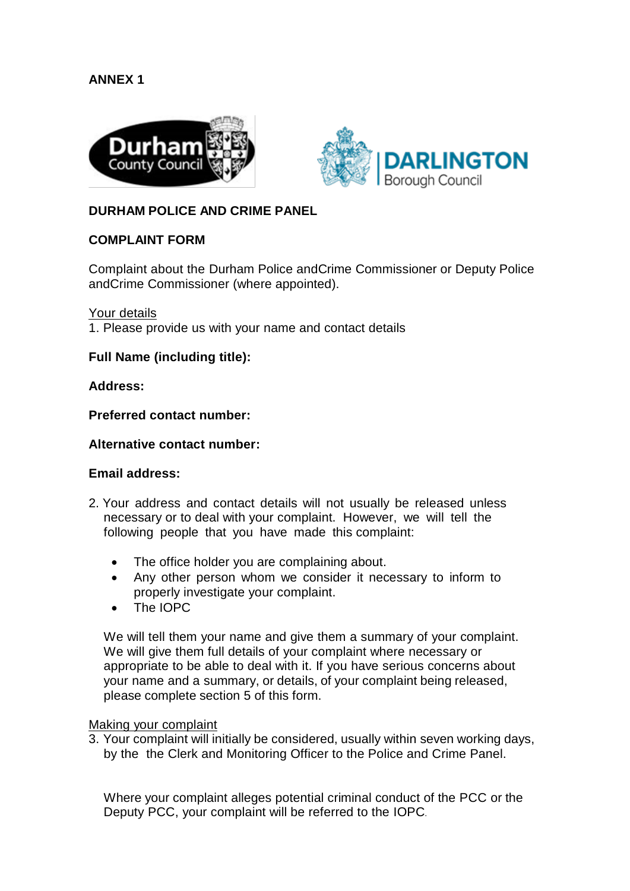**ANNEX 1**

**DURHAM POLICE AND CRIME PANEL**

**COMPLAINT FORM**

Complaint about the Durham Police andCrime Commissioner or Deputy Police andCrime Commissioner (where appointed).

<u>Your details</u>

1. Please provide us with your name and contact details

**Full Name (including title):**

**Address:**

**Preferred contact number:**

**Alternative contact number:**

**Email address:**

2. Your address and contact details will not usually be released unless necessary or to deal with your complaint. However, we will tell the following people that you have made this complaint:

   - The office holder you are complaining about.
   - Any other person whom we consider it necessary to inform to properly investigate your complaint.
   - The IOPC

   We will tell them your name and give them a summary of your complaint. We will give them full details of your complaint where necessary or appropriate to be able to deal with it. If you have serious concerns about your name and a summary, or details, of your complaint being released, please complete section 5 of this form.

<u>Making your complaint</u>

3. Your complaint will initially be considered, usually within seven working days, by the the Clerk and Monitoring Officer to the Police and Crime Panel.

   Where your complaint alleges potential criminal conduct of the PCC or the Deputy PCC, your complaint will be referred to the IOPC.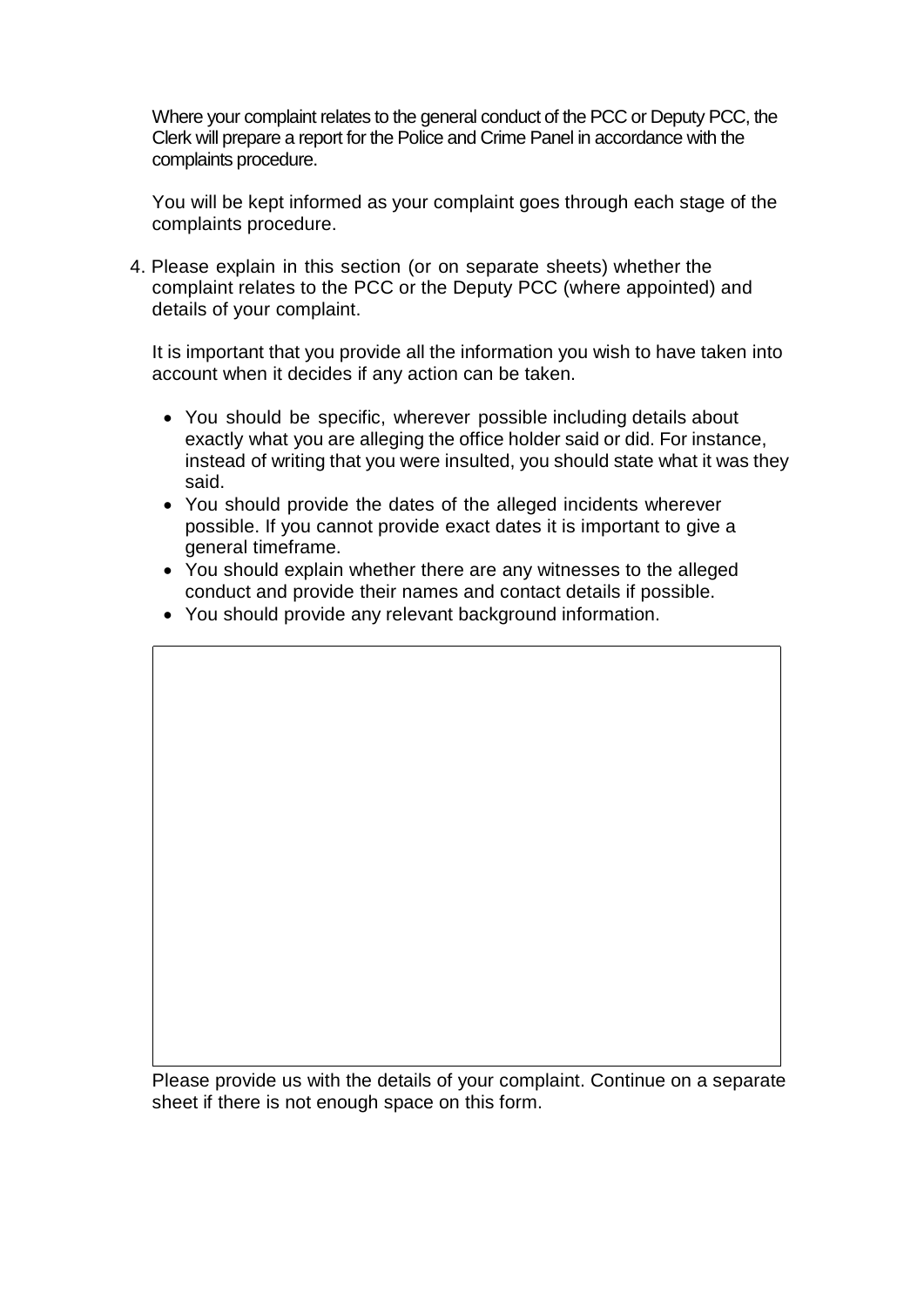Where your complaint relates to the general conduct of the PCC or Deputy PCC, the Clerk will prepare a report for the Police and Crime Panel in accordance with the complaints procedure.

You will be kept informed as your complaint goes through each stage of the complaints procedure.

4. Please explain in this section (or on separate sheets) whether the complaint relates to the PCC or the Deputy PCC (where appointed) and details of your complaint.

   It is important that you provide all the information you wish to have taken into account when it decides if any action can be taken.

   - You should be specific, wherever possible including details about exactly what you are alleging the office holder said or did. For instance, instead of writing that you were insulted, you should state what it was they said.
   - You should provide the dates of the alleged incidents wherever possible. If you cannot provide exact dates it is important to give a general timeframe.
   - You should explain whether there are any witnesses to the alleged conduct and provide their names and contact details if possible.
   - You should provide any relevant background information.

| |
|---|
| |

Please provide us with the details of your complaint. Continue on a separate sheet if there is not enough space on this form.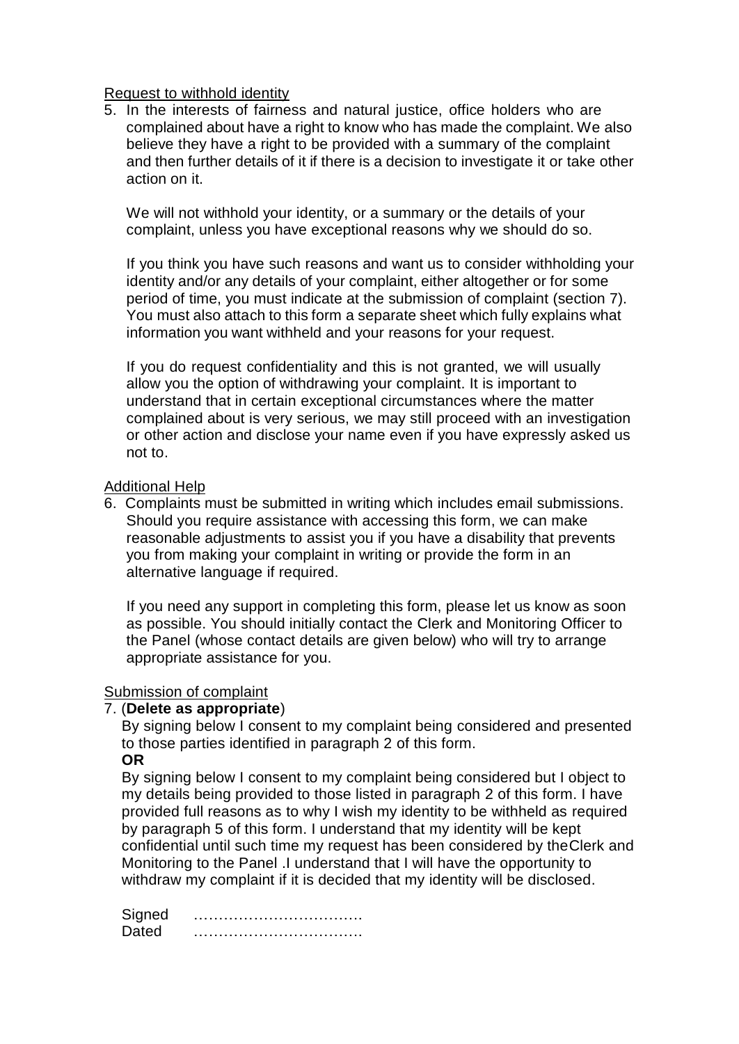Request to withhold identity

5. In the interests of fairness and natural justice, office holders who are complained about have a right to know who has made the complaint. We also believe they have a right to be provided with a summary of the complaint and then further details of it if there is a decision to investigate it or take other action on it.

   We will not withhold your identity, or a summary or the details of your complaint, unless you have exceptional reasons why we should do so.

   If you think you have such reasons and want us to consider withholding your identity and/or any details of your complaint, either altogether or for some period of time, you must indicate at the submission of complaint (section 7). You must also attach to this form a separate sheet which fully explains what information you want withheld and your reasons for your request.

   If you do request confidentiality and this is not granted, we will usually allow you the option of withdrawing your complaint. It is important to understand that in certain exceptional circumstances where the matter complained about is very serious, we may still proceed with an investigation or other action and disclose your name even if you have expressly asked us not to.

Additional Help

6. Complaints must be submitted in writing which includes email submissions. Should you require assistance with accessing this form, we can make reasonable adjustments to assist you if you have a disability that prevents you from making your complaint in writing or provide the form in an alternative language if required.

   If you need any support in completing this form, please let us know as soon as possible. You should initially contact the Clerk and Monitoring Officer to the Panel (whose contact details are given below) who will try to arrange appropriate assistance for you.

Submission of complaint

7. (**Delete as appropriate**)

   By signing below I consent to my complaint being considered and presented to those parties identified in paragraph 2 of this form.

   **OR**

   By signing below I consent to my complaint being considered but I object to my details being provided to those listed in paragraph 2 of this form. I have provided full reasons as to why I wish my identity to be withheld as required by paragraph 5 of this form. I understand that my identity will be kept confidential until such time my request has been considered by theClerk and Monitoring to the Panel .I understand that I will have the opportunity to withdraw my complaint if it is decided that my identity will be disclosed.

   Signed ……………………………

   Dated ……………………………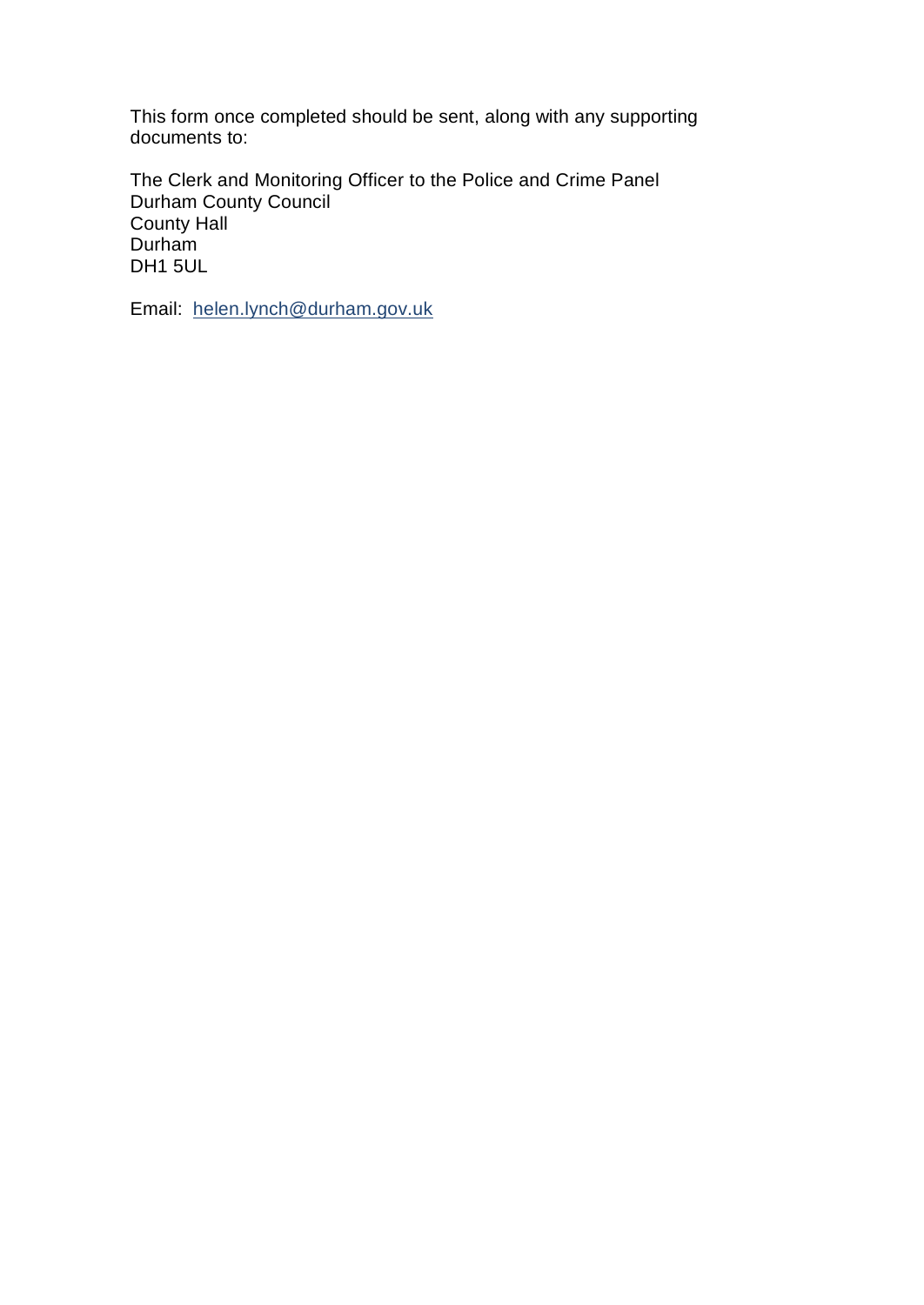This form once completed should be sent, along with any supporting documents to:

The Clerk and Monitoring Officer to the Police and Crime Panel
Durham County Council
County Hall
Durham
DH1 5UL

Email: helen.lynch@durham.gov.uk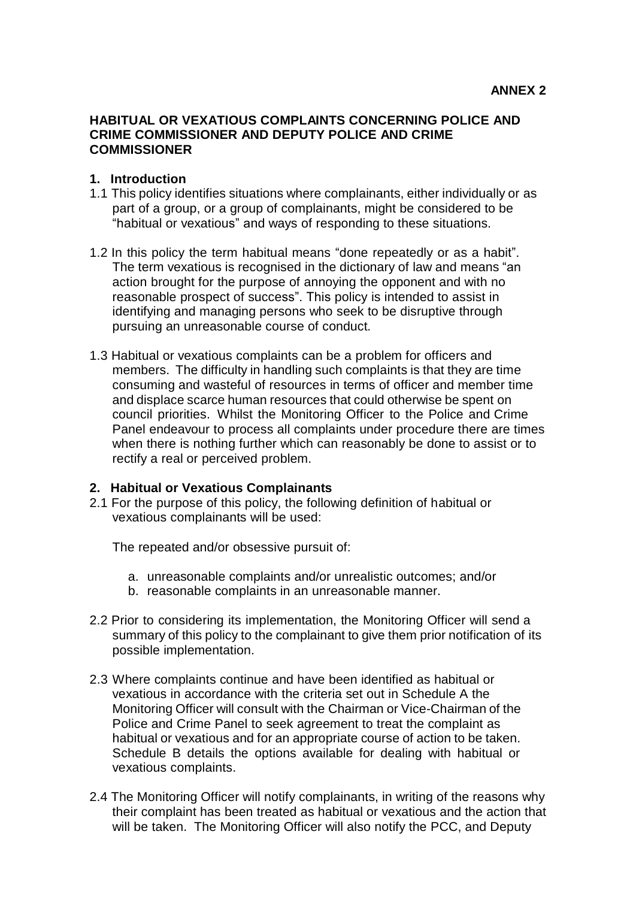**ANNEX 2**

# HABITUAL OR VEXATIOUS COMPLAINTS CONCERNING POLICE AND CRIME COMMISSIONER AND DEPUTY POLICE AND CRIME COMMISSIONER

## 1. Introduction

1.1 This policy identifies situations where complainants, either individually or as part of a group, or a group of complainants, might be considered to be "habitual or vexatious" and ways of responding to these situations.

1.2 In this policy the term habitual means "done repeatedly or as a habit". The term vexatious is recognised in the dictionary of law and means "an action brought for the purpose of annoying the opponent and with no reasonable prospect of success". This policy is intended to assist in identifying and managing persons who seek to be disruptive through pursuing an unreasonable course of conduct.

1.3 Habitual or vexatious complaints can be a problem for officers and members. The difficulty in handling such complaints is that they are time consuming and wasteful of resources in terms of officer and member time and displace scarce human resources that could otherwise be spent on council priorities. Whilst the Monitoring Officer to the Police and Crime Panel endeavour to process all complaints under procedure there are times when there is nothing further which can reasonably be done to assist or to rectify a real or perceived problem.

## 2. Habitual or Vexatious Complainants

2.1 For the purpose of this policy, the following definition of habitual or vexatious complainants will be used:

The repeated and/or obsessive pursuit of:

a. unreasonable complaints and/or unrealistic outcomes; and/or
b. reasonable complaints in an unreasonable manner.

2.2 Prior to considering its implementation, the Monitoring Officer will send a summary of this policy to the complainant to give them prior notification of its possible implementation.

2.3 Where complaints continue and have been identified as habitual or vexatious in accordance with the criteria set out in Schedule A the Monitoring Officer will consult with the Chairman or Vice-Chairman of the Police and Crime Panel to seek agreement to treat the complaint as habitual or vexatious and for an appropriate course of action to be taken. Schedule B details the options available for dealing with habitual or vexatious complaints.

2.4 The Monitoring Officer will notify complainants, in writing of the reasons why their complaint has been treated as habitual or vexatious and the action that will be taken. The Monitoring Officer will also notify the PCC, and Deputy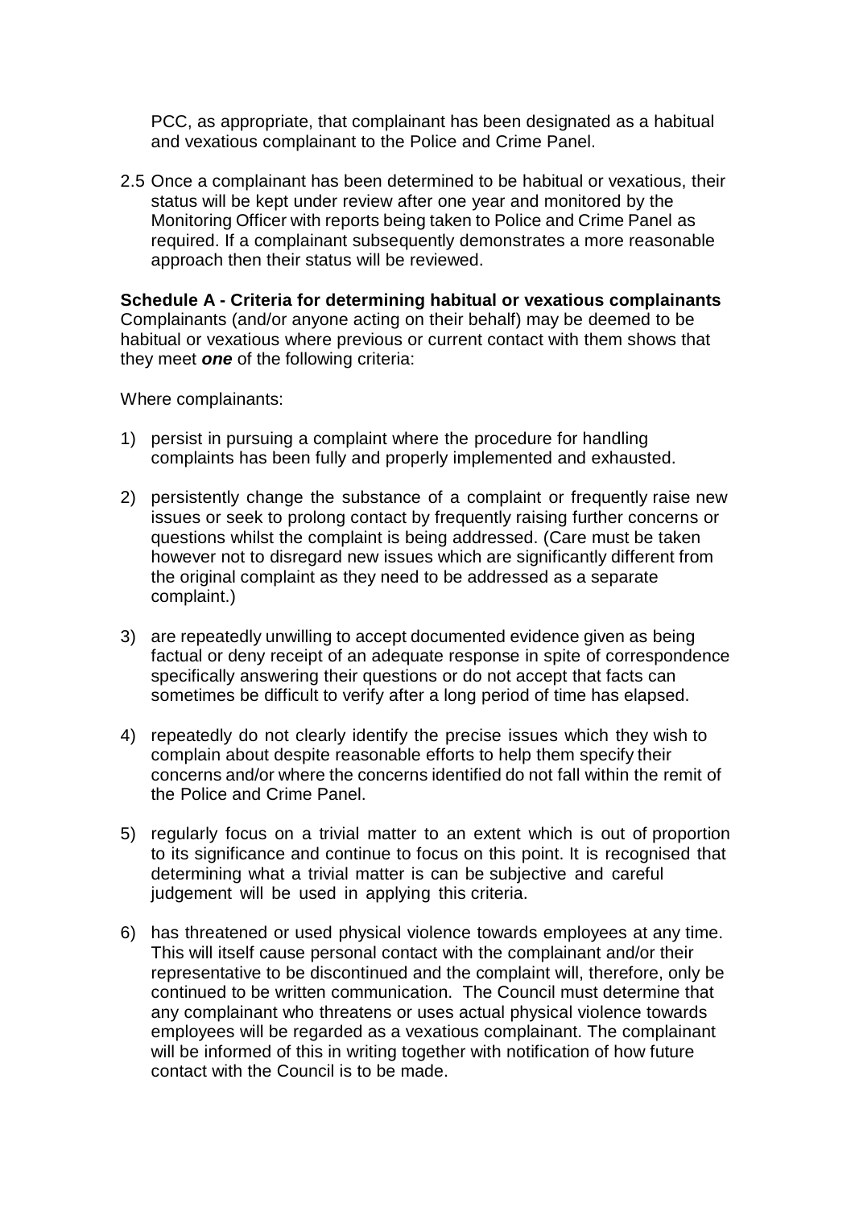PCC, as appropriate, that complainant has been designated as a habitual and vexatious complainant to the Police and Crime Panel.

2.5 Once a complainant has been determined to be habitual or vexatious, their status will be kept under review after one year and monitored by the Monitoring Officer with reports being taken to Police and Crime Panel as required. If a complainant subsequently demonstrates a more reasonable approach then their status will be reviewed.

**Schedule A - Criteria for determining habitual or vexatious complainants**

Complainants (and/or anyone acting on their behalf) may be deemed to be habitual or vexatious where previous or current contact with them shows that they meet ***one*** of the following criteria:

Where complainants:

1) persist in pursuing a complaint where the procedure for handling complaints has been fully and properly implemented and exhausted.

2) persistently change the substance of a complaint or frequently raise new issues or seek to prolong contact by frequently raising further concerns or questions whilst the complaint is being addressed. (Care must be taken however not to disregard new issues which are significantly different from the original complaint as they need to be addressed as a separate complaint.)

3) are repeatedly unwilling to accept documented evidence given as being factual or deny receipt of an adequate response in spite of correspondence specifically answering their questions or do not accept that facts can sometimes be difficult to verify after a long period of time has elapsed.

4) repeatedly do not clearly identify the precise issues which they wish to complain about despite reasonable efforts to help them specify their concerns and/or where the concerns identified do not fall within the remit of the Police and Crime Panel.

5) regularly focus on a trivial matter to an extent which is out of proportion to its significance and continue to focus on this point. It is recognised that determining what a trivial matter is can be subjective and careful judgement will be used in applying this criteria.

6) has threatened or used physical violence towards employees at any time. This will itself cause personal contact with the complainant and/or their representative to be discontinued and the complaint will, therefore, only be continued to be written communication. The Council must determine that any complainant who threatens or uses actual physical violence towards employees will be regarded as a vexatious complainant. The complainant will be informed of this in writing together with notification of how future contact with the Council is to be made.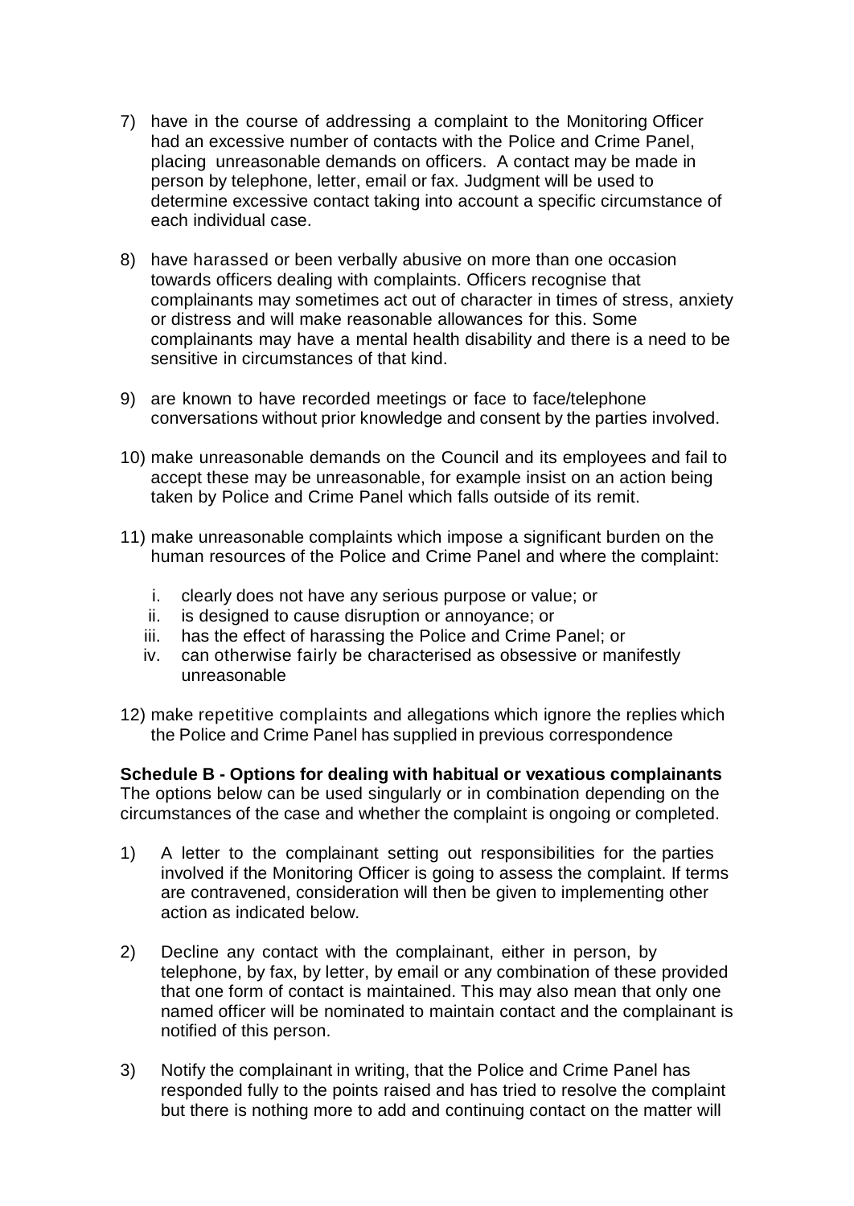7) have in the course of addressing a complaint to the Monitoring Officer had an excessive number of contacts with the Police and Crime Panel, placing unreasonable demands on officers. A contact may be made in person by telephone, letter, email or fax. Judgment will be used to determine excessive contact taking into account a specific circumstance of each individual case.

8) have harassed or been verbally abusive on more than one occasion towards officers dealing with complaints. Officers recognise that complainants may sometimes act out of character in times of stress, anxiety or distress and will make reasonable allowances for this. Some complainants may have a mental health disability and there is a need to be sensitive in circumstances of that kind.

9) are known to have recorded meetings or face to face/telephone conversations without prior knowledge and consent by the parties involved.

10) make unreasonable demands on the Council and its employees and fail to accept these may be unreasonable, for example insist on an action being taken by Police and Crime Panel which falls outside of its remit.

11) make unreasonable complaints which impose a significant burden on the human resources of the Police and Crime Panel and where the complaint:

    i. clearly does not have any serious purpose or value; or
    ii. is designed to cause disruption or annoyance; or
    iii. has the effect of harassing the Police and Crime Panel; or
    iv. can otherwise fairly be characterised as obsessive or manifestly unreasonable

12) make repetitive complaints and allegations which ignore the replies which the Police and Crime Panel has supplied in previous correspondence

**Schedule B - Options for dealing with habitual or vexatious complainants**
The options below can be used singularly or in combination depending on the circumstances of the case and whether the complaint is ongoing or completed.

1) A letter to the complainant setting out responsibilities for the parties involved if the Monitoring Officer is going to assess the complaint. If terms are contravened, consideration will then be given to implementing other action as indicated below.

2) Decline any contact with the complainant, either in person, by telephone, by fax, by letter, by email or any combination of these provided that one form of contact is maintained. This may also mean that only one named officer will be nominated to maintain contact and the complainant is notified of this person.

3) Notify the complainant in writing, that the Police and Crime Panel has responded fully to the points raised and has tried to resolve the complaint but there is nothing more to add and continuing contact on the matter will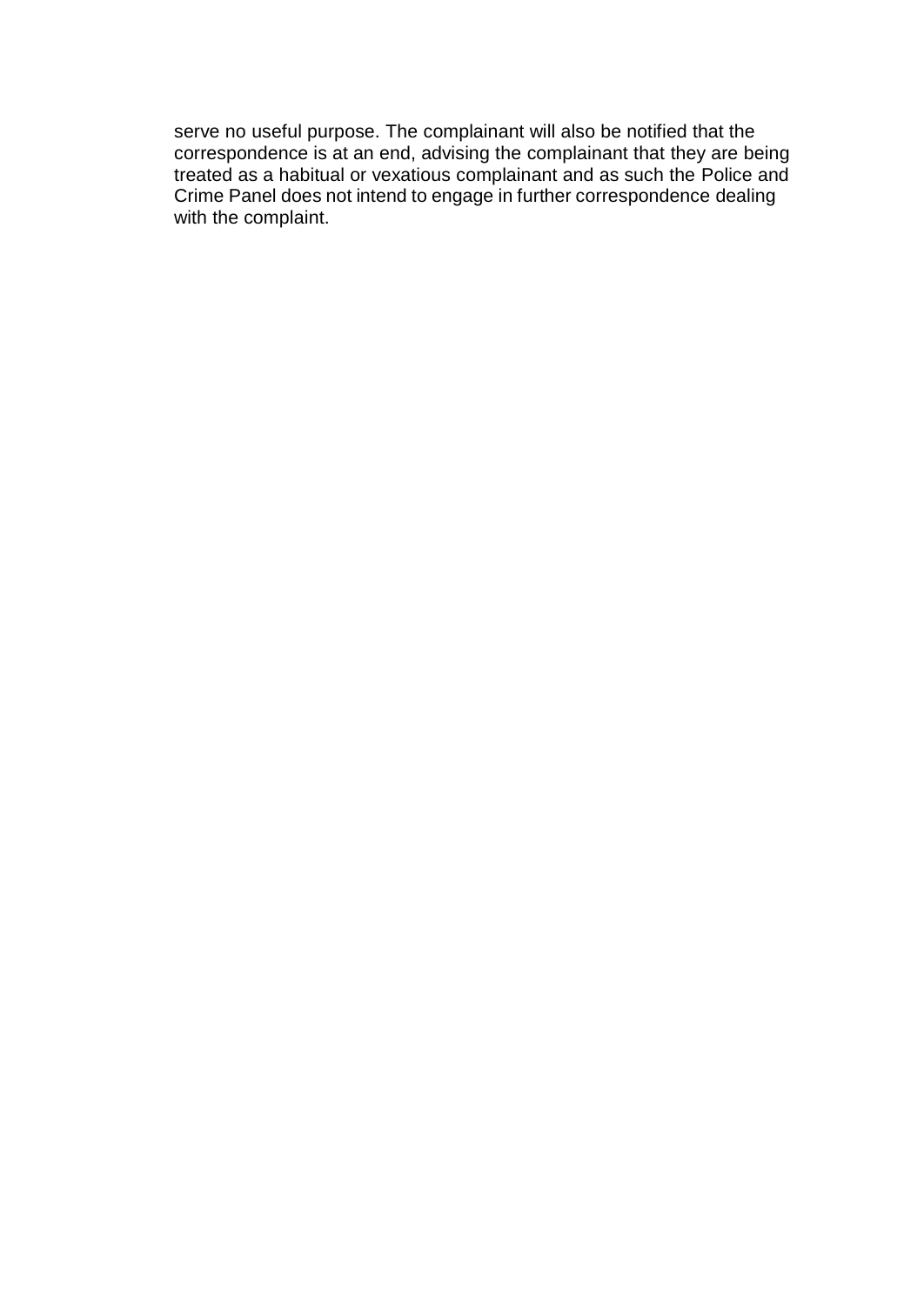serve no useful purpose. The complainant will also be notified that the correspondence is at an end, advising the complainant that they are being treated as a habitual or vexatious complainant and as such the Police and Crime Panel does not intend to engage in further correspondence dealing with the complaint.